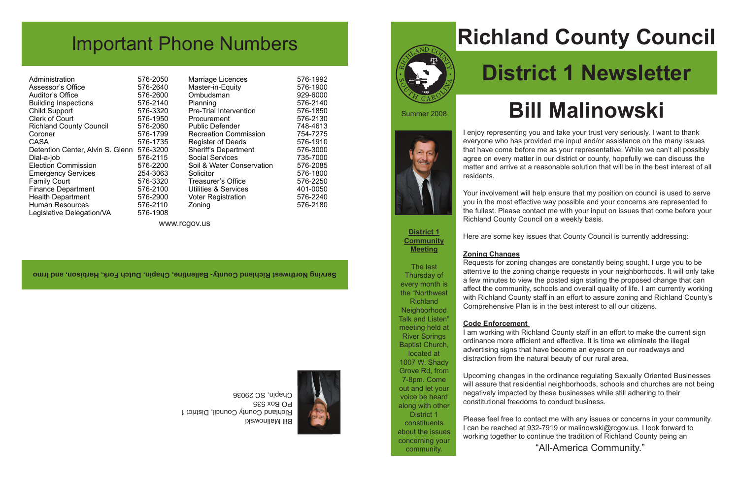# Important Phone Numbers

| | | | |
|---|---|---|---|
| Administration | 576-2050 | Marriage Licences | 576-1992 |
| Assessor's Office | 576-2640 | Master-in-Equity | 576-1900 |
| Auditor's Office | 576-2600 | Ombudsman | 929-6000 |
| Building Inspections | 576-2140 | Planning | 576-2140 |
| Child Support | 576-3320 | Pre-Trial Intervention | 576-1850 |
| Clerk of Court | 576-1950 | Procurement | 576-2130 |
| Richland County Council | 576-2060 | Public Defender | 748-4613 |
| Coroner | 576-1799 | Recreation Commission | 754-7275 |
| CASA | 576-1735 | Register of Deeds | 576-1910 |
| Detention Center, Alvin S. Glenn | 576-3200 | Sheriff's Department | 576-3000 |
| Dial-a-job | 576-2115 | Social Services | 735-7000 |
| Election Commission | 576-2200 | Soil & Water Conservation | 576-2085 |
| Emergency Services | 254-3063 | Solicitor | 576-1800 |
| Family Court | 576-3320 | Treasurer's Office | 576-2250 |
| Finance Department | 576-2100 | Utilities & Services | 401-0050 |
| Health Department | 576-2900 | Voter Registration | 576-2240 |
| Human Resources | 576-2110 | Zoning | 576-2180 |
| Legislative Delegation/VA | 576-1908 | | |

www.rcgov.us

**Serving Northwest Richland County- Ballentine, Chapin, Dutch Fork, Harbison, and Irmo**

Bill Malinowski
Richland County Council, District 1
PO Box 535
Chapin, SC 29036

# Richland County Council

# District 1 Newsletter

Summer 2008

# Bill Malinowski

I enjoy representing you and take your trust very seriously. I want to thank everyone who has provided me input and/or assistance on the many issues that have come before me as your representative. While we can't all possibly agree on every matter in our district or county, hopefully we can discuss the matter and arrive at a reasonable solution that will be in the best interest of all residents.

Your involvement will help ensure that my position on council is used to serve you in the most effective way possible and your concerns are represented to the fullest. Please contact me with your input on issues that come before your Richland County Council on a weekly basis.

Here are some key issues that County Council is currently addressing:

**Zoning Changes**

Requests for zoning changes are constantly being sought. I urge you to be attentive to the zoning change requests in your neighborhoods. It will only take a few minutes to view the posted sign stating the proposed change that can affect the community, schools and overall quality of life. I am currently working with Richland County staff in an effort to assure zoning and Richland County's Comprehensive Plan is in the best interest to all our citizens.

**Code Enforcement**

I am working with Richland County staff in an effort to make the current sign ordinance more efficient and effective. It is time we eliminate the illegal advertising signs that have become an eyesore on our roadways and distraction from the natural beauty of our rural area.

Upcoming changes in the ordinance regulating Sexually Oriented Businesses will assure that residential neighborhoods, schools and churches are not being negatively impacted by these businesses while still adhering to their constitutional freedoms to conduct business.

Please feel free to contact me with any issues or concerns in your community. I can be reached at 932-7919 or malinowski@rcgov.us. I look forward to working together to continue the tradition of Richland County being an

"All-America Community."

**District 1 Community Meeting**

The last Thursday of every month is the "Northwest Richland Neighborhood Talk and Listen" meeting held at River Springs Baptist Church, located at 1007 W. Shady Grove Rd, from 7-8pm. Come out and let your voice be heard along with other District 1 constituents about the issues concerning your community.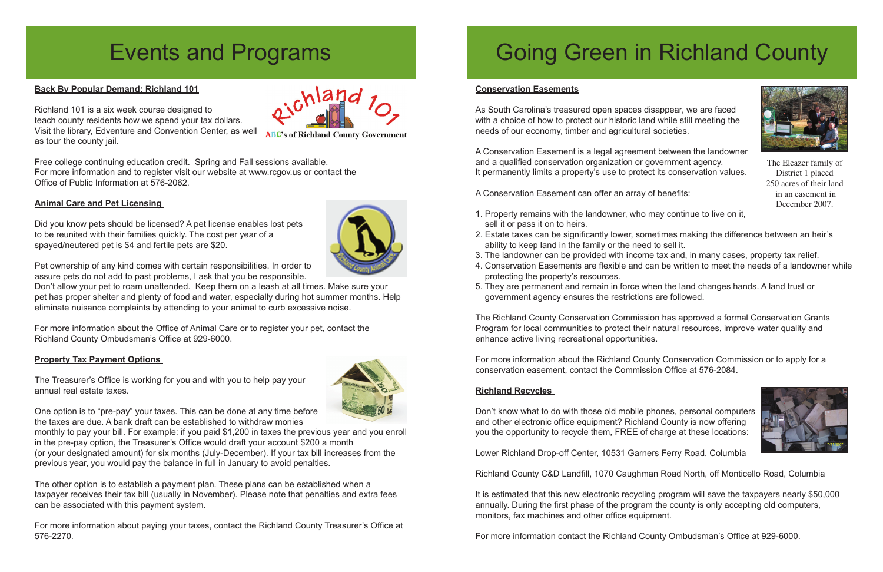# Events and Programs

**Back By Popular Demand: Richland 101**

Richland 101 is a six week course designed to teach county residents how we spend your tax dollars. Visit the library, Edventure and Convention Center, as well as tour the county jail.

Richland 101

ABC's of Richland County Government

Free college continuing education credit. Spring and Fall sessions available. For more information and to register visit our website at www.rcgov.us or contact the Office of Public Information at 576-2062.

**Animal Care and Pet Licensing**

Did you know pets should be licensed? A pet license enables lost pets to be reunited with their families quickly. The cost per year of a spayed/neutered pet is $4 and fertile pets are $20.

Pet ownership of any kind comes with certain responsibilities. In order to assure pets do not add to past problems, I ask that you be responsible. Don't allow your pet to roam unattended. Keep them on a leash at all times. Make sure your pet has proper shelter and plenty of food and water, especially during hot summer months. Help eliminate nuisance complaints by attending to your animal to curb excessive noise.

For more information about the Office of Animal Care or to register your pet, contact the Richland County Ombudsman's Office at 929-6000.

**Property Tax Payment Options**

The Treasurer's Office is working for you and with you to help pay your annual real estate taxes.

One option is to "pre-pay" your taxes. This can be done at any time before the taxes are due. A bank draft can be established to withdraw monies monthly to pay your bill. For example: if you paid $1,200 in taxes the previous year and you enroll in the pre-pay option, the Treasurer's Office would draft your account $200 a month (or your designated amount) for six months (July-December). If your tax bill increases from the previous year, you would pay the balance in full in January to avoid penalties.

The other option is to establish a payment plan. These plans can be established when a taxpayer receives their tax bill (usually in November). Please note that penalties and extra fees can be associated with this payment system.

For more information about paying your taxes, contact the Richland County Treasurer's Office at 576-2270.

# Going Green in Richland County

**Conservation Easements**

As South Carolina's treasured open spaces disappear, we are faced with a choice of how to protect our historic land while still meeting the needs of our economy, timber and agricultural societies.

A Conservation Easement is a legal agreement between the landowner and a qualified conservation organization or government agency. It permanently limits a property's use to protect its conservation values.

A Conservation Easement can offer an array of benefits:

The Eleazer family of District 1 placed 250 acres of their land in an easement in December 2007.

1. Property remains with the landowner, who may continue to live on it, sell it or pass it on to heirs.
2. Estate taxes can be significantly lower, sometimes making the difference between an heir's ability to keep land in the family or the need to sell it.
3. The landowner can be provided with income tax and, in many cases, property tax relief.
4. Conservation Easements are flexible and can be written to meet the needs of a landowner while protecting the property's resources.
5. They are permanent and remain in force when the land changes hands. A land trust or government agency ensures the restrictions are followed.

The Richland County Conservation Commission has approved a formal Conservation Grants Program for local communities to protect their natural resources, improve water quality and enhance active living recreational opportunities.

For more information about the Richland County Conservation Commission or to apply for a conservation easement, contact the Commission Office at 576-2084.

**Richland Recycles**

Don't know what to do with those old mobile phones, personal computers and other electronic office equipment? Richland County is now offering you the opportunity to recycle them, FREE of charge at these locations:

Lower Richland Drop-off Center, 10531 Garners Ferry Road, Columbia

Richland County C&D Landfill, 1070 Caughman Road North, off Monticello Road, Columbia

It is estimated that this new electronic recycling program will save the taxpayers nearly $50,000 annually. During the first phase of the program the county is only accepting old computers, monitors, fax machines and other office equipment.

For more information contact the Richland County Ombudsman's Office at 929-6000.